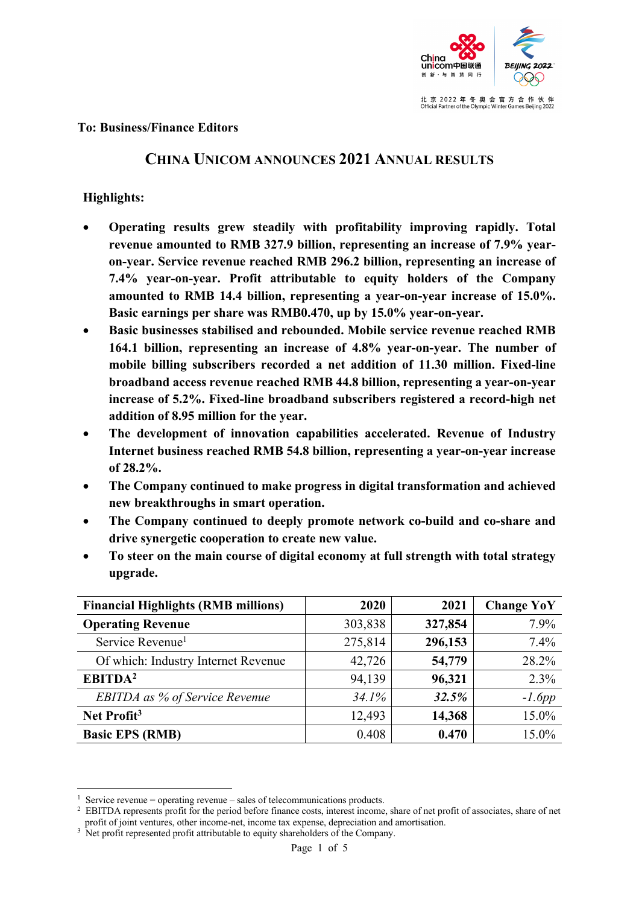**To: Business/Finance Editors**

# CHINA UNICOM ANNOUNCES 2021 ANNUAL RESULTS

**Highlights:**

- **Operating results grew steadily with profitability improving rapidly. Total revenue amounted to RMB 327.9 billion, representing an increase of 7.9% year-on-year. Service revenue reached RMB 296.2 billion, representing an increase of 7.4% year-on-year. Profit attributable to equity holders of the Company amounted to RMB 14.4 billion, representing a year-on-year increase of 15.0%. Basic earnings per share was RMB0.470, up by 15.0% year-on-year.**
- **Basic businesses stabilised and rebounded. Mobile service revenue reached RMB 164.1 billion, representing an increase of 4.8% year-on-year. The number of mobile billing subscribers recorded a net addition of 11.30 million. Fixed-line broadband access revenue reached RMB 44.8 billion, representing a year-on-year increase of 5.2%. Fixed-line broadband subscribers registered a record-high net addition of 8.95 million for the year.**
- **The development of innovation capabilities accelerated. Revenue of Industry Internet business reached RMB 54.8 billion, representing a year-on-year increase of 28.2%.**
- **The Company continued to make progress in digital transformation and achieved new breakthroughs in smart operation.**
- **The Company continued to deeply promote network co-build and co-share and drive synergetic cooperation to create new value.**
- **To steer on the main course of digital economy at full strength with total strategy upgrade.**

| **Financial Highlights (RMB millions)** | **2020** | **2021** | **Change YoY** |
|---|---|---|---|
| **Operating Revenue** | 303,838 | **327,854** | 7.9% |
| Service Revenue[1] | 275,814 | **296,153** | 7.4% |
| Of which: Industry Internet Revenue | 42,726 | **54,779** | 28.2% |
| **EBITDA[2]** | 94,139 | **96,321** | 2.3% |
| *EBITDA as % of Service Revenue* | *34.1%* | ***32.5%*** | *-1.6pp* |
| **Net Profit[3]** | 12,493 | **14,368** | 15.0% |
| **Basic EPS (RMB)** | 0.408 | **0.470** | 15.0% |

[1] Service revenue = operating revenue – sales of telecommunications products.

[2] EBITDA represents profit for the period before finance costs, interest income, share of net profit of associates, share of net profit of joint ventures, other income-net, income tax expense, depreciation and amortisation.

[3] Net profit represented profit attributable to equity shareholders of the Company.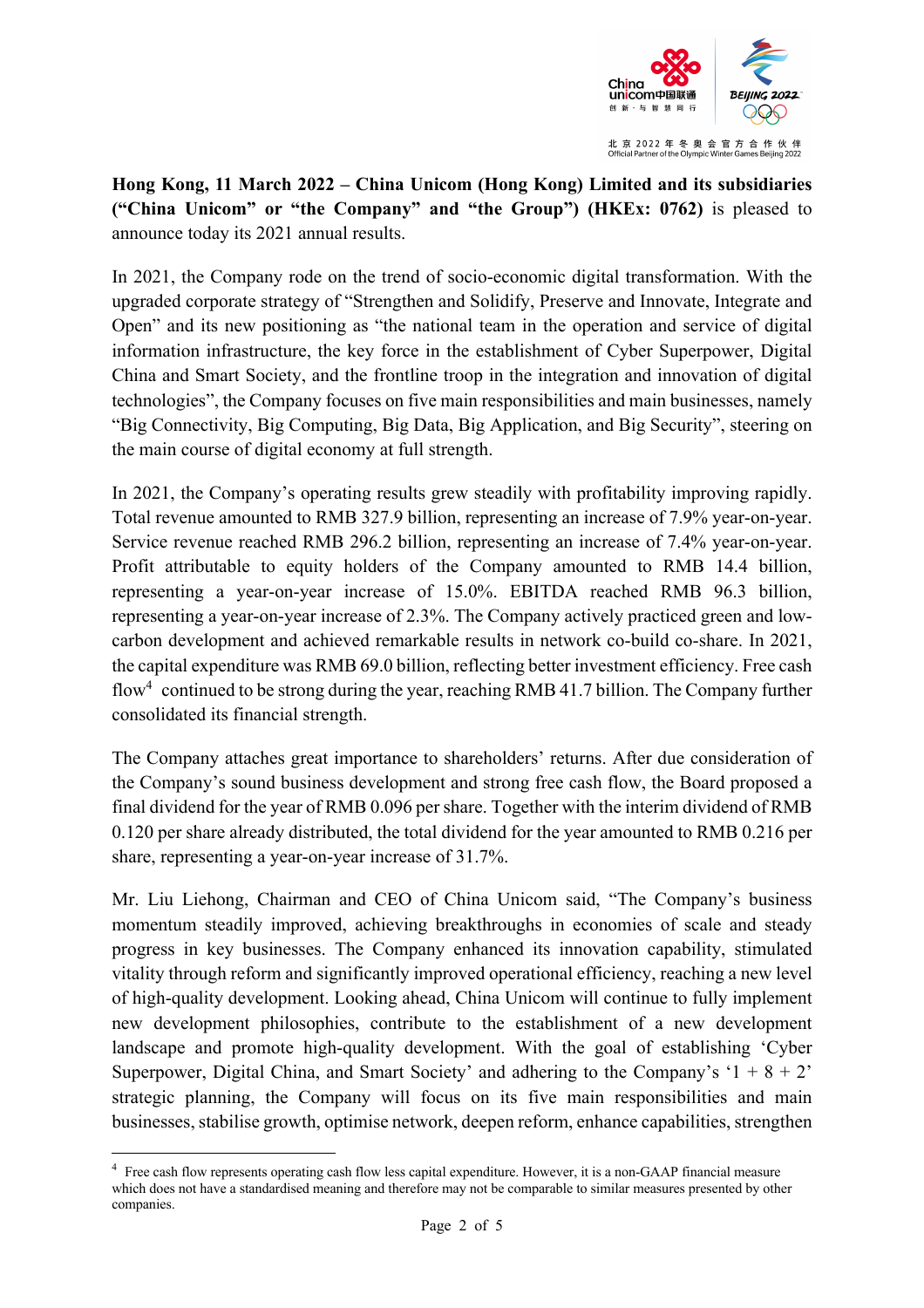**Hong Kong, 11 March 2022 – China Unicom (Hong Kong) Limited and its subsidiaries ("China Unicom" or "the Company" and "the Group") (HKEx: 0762)** is pleased to announce today its 2021 annual results.

In 2021, the Company rode on the trend of socio-economic digital transformation. With the upgraded corporate strategy of "Strengthen and Solidify, Preserve and Innovate, Integrate and Open" and its new positioning as "the national team in the operation and service of digital information infrastructure, the key force in the establishment of Cyber Superpower, Digital China and Smart Society, and the frontline troop in the integration and innovation of digital technologies", the Company focuses on five main responsibilities and main businesses, namely "Big Connectivity, Big Computing, Big Data, Big Application, and Big Security", steering on the main course of digital economy at full strength.

In 2021, the Company's operating results grew steadily with profitability improving rapidly. Total revenue amounted to RMB 327.9 billion, representing an increase of 7.9% year-on-year. Service revenue reached RMB 296.2 billion, representing an increase of 7.4% year-on-year. Profit attributable to equity holders of the Company amounted to RMB 14.4 billion, representing a year-on-year increase of 15.0%. EBITDA reached RMB 96.3 billion, representing a year-on-year increase of 2.3%. The Company actively practiced green and low-carbon development and achieved remarkable results in network co-build co-share. In 2021, the capital expenditure was RMB 69.0 billion, reflecting better investment efficiency. Free cash flow[4] continued to be strong during the year, reaching RMB 41.7 billion. The Company further consolidated its financial strength.

The Company attaches great importance to shareholders' returns. After due consideration of the Company's sound business development and strong free cash flow, the Board proposed a final dividend for the year of RMB 0.096 per share. Together with the interim dividend of RMB 0.120 per share already distributed, the total dividend for the year amounted to RMB 0.216 per share, representing a year-on-year increase of 31.7%.

Mr. Liu Liehong, Chairman and CEO of China Unicom said, "The Company's business momentum steadily improved, achieving breakthroughs in economies of scale and steady progress in key businesses. The Company enhanced its innovation capability, stimulated vitality through reform and significantly improved operational efficiency, reaching a new level of high-quality development. Looking ahead, China Unicom will continue to fully implement new development philosophies, contribute to the establishment of a new development landscape and promote high-quality development. With the goal of establishing 'Cyber Superpower, Digital China, and Smart Society' and adhering to the Company's '1 + 8 + 2' strategic planning, the Company will focus on its five main responsibilities and main businesses, stabilise growth, optimise network, deepen reform, enhance capabilities, strengthen

[4] Free cash flow represents operating cash flow less capital expenditure. However, it is a non-GAAP financial measure which does not have a standardised meaning and therefore may not be comparable to similar measures presented by other companies.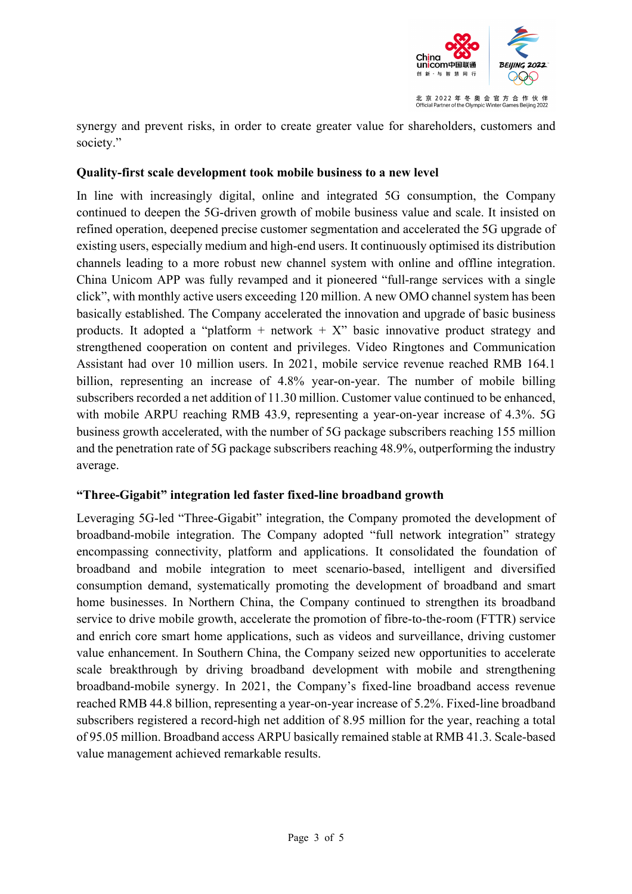synergy and prevent risks, in order to create greater value for shareholders, customers and society."

**Quality-first scale development took mobile business to a new level**

In line with increasingly digital, online and integrated 5G consumption, the Company continued to deepen the 5G-driven growth of mobile business value and scale. It insisted on refined operation, deepened precise customer segmentation and accelerated the 5G upgrade of existing users, especially medium and high-end users. It continuously optimised its distribution channels leading to a more robust new channel system with online and offline integration. China Unicom APP was fully revamped and it pioneered "full-range services with a single click", with monthly active users exceeding 120 million. A new OMO channel system has been basically established. The Company accelerated the innovation and upgrade of basic business products. It adopted a "platform + network + X" basic innovative product strategy and strengthened cooperation on content and privileges. Video Ringtones and Communication Assistant had over 10 million users. In 2021, mobile service revenue reached RMB 164.1 billion, representing an increase of 4.8% year-on-year. The number of mobile billing subscribers recorded a net addition of 11.30 million. Customer value continued to be enhanced, with mobile ARPU reaching RMB 43.9, representing a year-on-year increase of 4.3%. 5G business growth accelerated, with the number of 5G package subscribers reaching 155 million and the penetration rate of 5G package subscribers reaching 48.9%, outperforming the industry average.

**"Three-Gigabit" integration led faster fixed-line broadband growth**

Leveraging 5G-led "Three-Gigabit" integration, the Company promoted the development of broadband-mobile integration. The Company adopted "full network integration" strategy encompassing connectivity, platform and applications. It consolidated the foundation of broadband and mobile integration to meet scenario-based, intelligent and diversified consumption demand, systematically promoting the development of broadband and smart home businesses. In Northern China, the Company continued to strengthen its broadband service to drive mobile growth, accelerate the promotion of fibre-to-the-room (FTTR) service and enrich core smart home applications, such as videos and surveillance, driving customer value enhancement. In Southern China, the Company seized new opportunities to accelerate scale breakthrough by driving broadband development with mobile and strengthening broadband-mobile synergy. In 2021, the Company's fixed-line broadband access revenue reached RMB 44.8 billion, representing a year-on-year increase of 5.2%. Fixed-line broadband subscribers registered a record-high net addition of 8.95 million for the year, reaching a total of 95.05 million. Broadband access ARPU basically remained stable at RMB 41.3. Scale-based value management achieved remarkable results.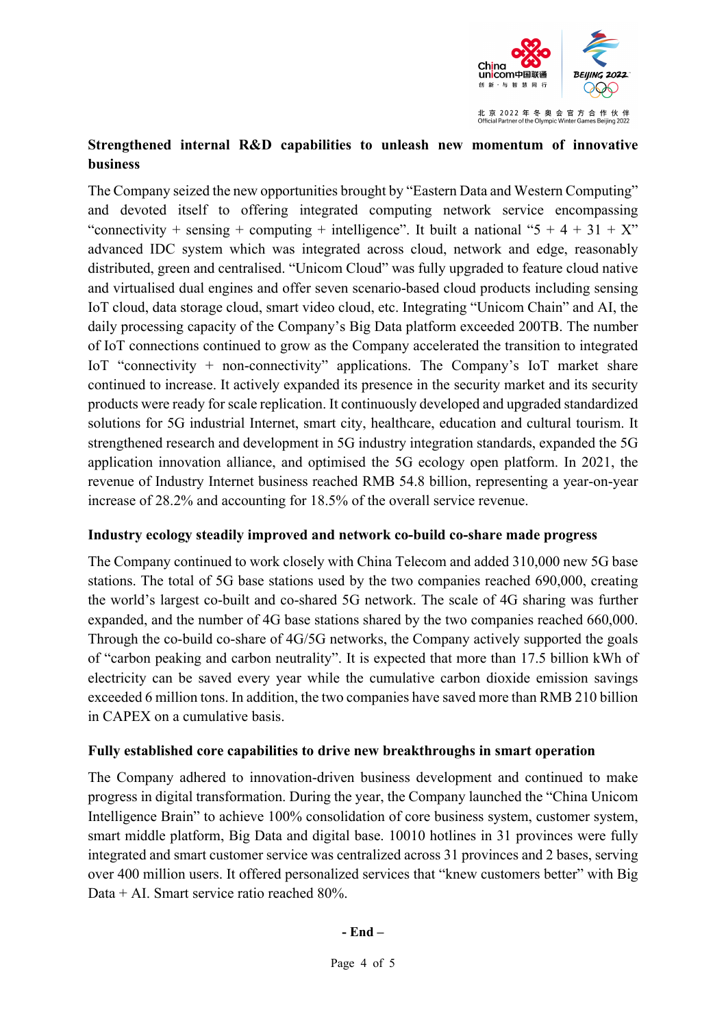**Strengthened internal R&D capabilities to unleash new momentum of innovative business**

The Company seized the new opportunities brought by "Eastern Data and Western Computing" and devoted itself to offering integrated computing network service encompassing "connectivity + sensing + computing + intelligence". It built a national "5 + 4 + 31 + X" advanced IDC system which was integrated across cloud, network and edge, reasonably distributed, green and centralised. "Unicom Cloud" was fully upgraded to feature cloud native and virtualised dual engines and offer seven scenario-based cloud products including sensing IoT cloud, data storage cloud, smart video cloud, etc. Integrating "Unicom Chain" and AI, the daily processing capacity of the Company's Big Data platform exceeded 200TB. The number of IoT connections continued to grow as the Company accelerated the transition to integrated IoT "connectivity + non-connectivity" applications. The Company's IoT market share continued to increase. It actively expanded its presence in the security market and its security products were ready for scale replication. It continuously developed and upgraded standardized solutions for 5G industrial Internet, smart city, healthcare, education and cultural tourism. It strengthened research and development in 5G industry integration standards, expanded the 5G application innovation alliance, and optimised the 5G ecology open platform. In 2021, the revenue of Industry Internet business reached RMB 54.8 billion, representing a year-on-year increase of 28.2% and accounting for 18.5% of the overall service revenue.

**Industry ecology steadily improved and network co-build co-share made progress**

The Company continued to work closely with China Telecom and added 310,000 new 5G base stations. The total of 5G base stations used by the two companies reached 690,000, creating the world's largest co-built and co-shared 5G network. The scale of 4G sharing was further expanded, and the number of 4G base stations shared by the two companies reached 660,000. Through the co-build co-share of 4G/5G networks, the Company actively supported the goals of "carbon peaking and carbon neutrality". It is expected that more than 17.5 billion kWh of electricity can be saved every year while the cumulative carbon dioxide emission savings exceeded 6 million tons. In addition, the two companies have saved more than RMB 210 billion in CAPEX on a cumulative basis.

**Fully established core capabilities to drive new breakthroughs in smart operation**

The Company adhered to innovation-driven business development and continued to make progress in digital transformation. During the year, the Company launched the "China Unicom Intelligence Brain" to achieve 100% consolidation of core business system, customer system, smart middle platform, Big Data and digital base. 10010 hotlines in 31 provinces were fully integrated and smart customer service was centralized across 31 provinces and 2 bases, serving over 400 million users. It offered personalized services that "knew customers better" with Big Data + AI. Smart service ratio reached 80%.

**- End –**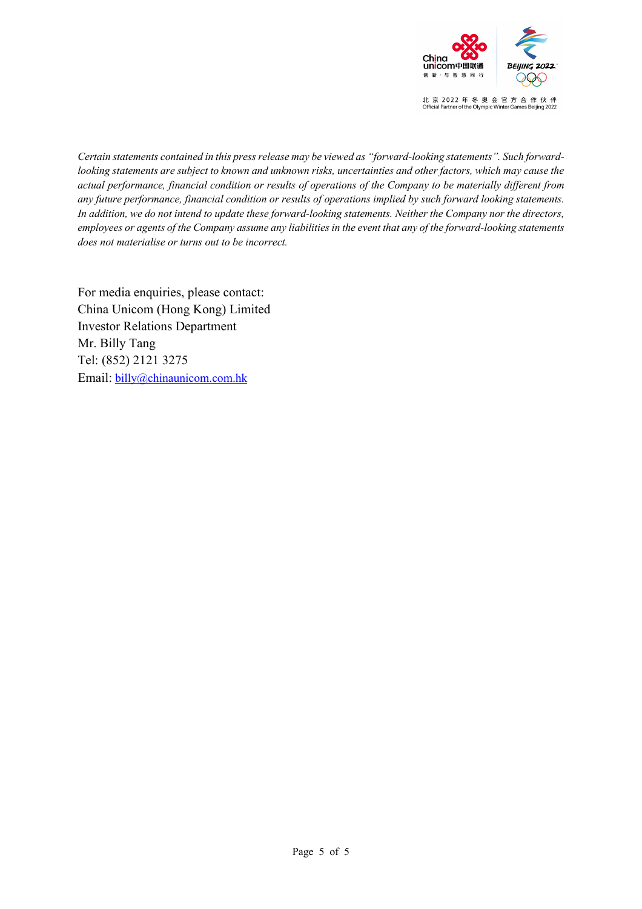*Certain statements contained in this press release may be viewed as "forward-looking statements". Such forward-looking statements are subject to known and unknown risks, uncertainties and other factors, which may cause the actual performance, financial condition or results of operations of the Company to be materially different from any future performance, financial condition or results of operations implied by such forward looking statements. In addition, we do not intend to update these forward-looking statements. Neither the Company nor the directors, employees or agents of the Company assume any liabilities in the event that any of the forward-looking statements does not materialise or turns out to be incorrect.*

For media enquiries, please contact:
China Unicom (Hong Kong) Limited
Investor Relations Department
Mr. Billy Tang
Tel: (852) 2121 3275
Email: billy@chinaunicom.com.hk